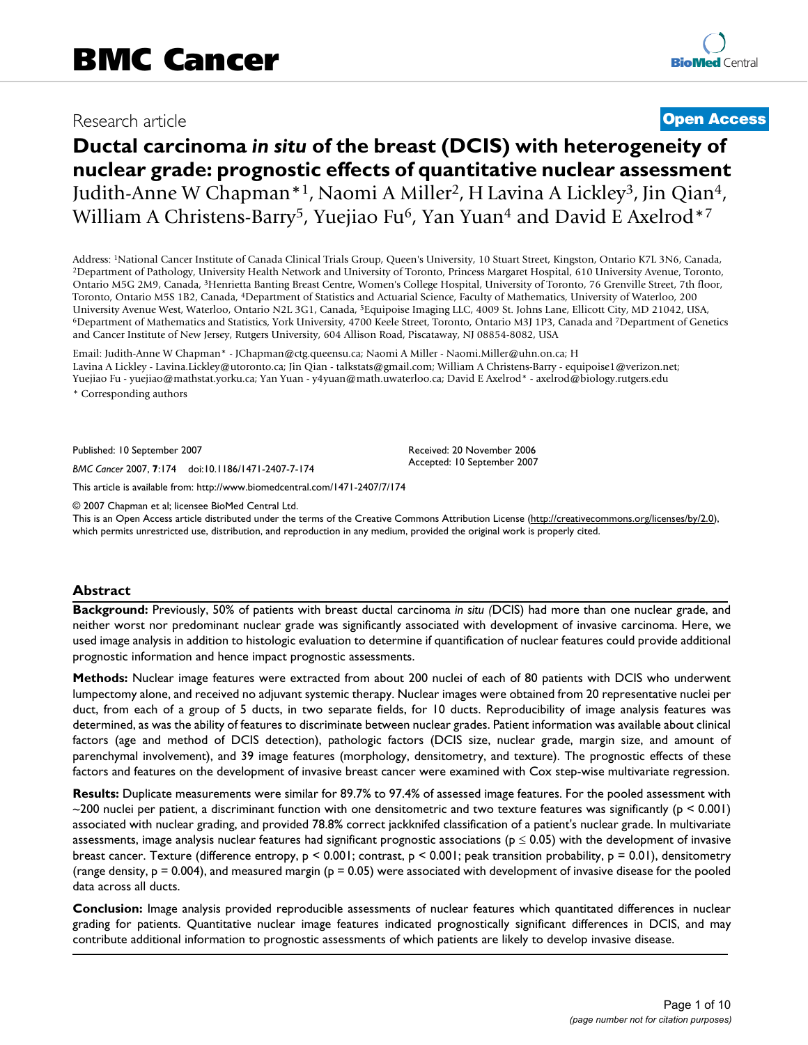# BMC Cancer

Research article

**Open Access**

# Ductal carcinoma *in situ* of the breast (DCIS) with heterogeneity of nuclear grade: prognostic effects of quantitative nuclear assessment

Judith-Anne W Chapman*[1], Naomi A Miller[2], H Lavina A Lickley[3], Jin Qian[4], William A Christens-Barry[5], Yuejiao Fu[6], Yan Yuan[4] and David E Axelrod*[7]

Address: [1]National Cancer Institute of Canada Clinical Trials Group, Queen's University, 10 Stuart Street, Kingston, Ontario K7L 3N6, Canada, [2]Department of Pathology, University Health Network and University of Toronto, Princess Margaret Hospital, 610 University Avenue, Toronto, Ontario M5G 2M9, Canada, [3]Henrietta Banting Breast Centre, Women's College Hospital, University of Toronto, 76 Grenville Street, 7th floor, Toronto, Ontario M5S 1B2, Canada, [4]Department of Statistics and Actuarial Science, Faculty of Mathematics, University of Waterloo, 200 University Avenue West, Waterloo, Ontario N2L 3G1, Canada, [5]Equipoise Imaging LLC, 4009 St. Johns Lane, Ellicott City, MD 21042, USA, [6]Department of Mathematics and Statistics, York University, 4700 Keele Street, Toronto, Ontario M3J 1P3, Canada and [7]Department of Genetics and Cancer Institute of New Jersey, Rutgers University, 604 Allison Road, Piscataway, NJ 08854-8082, USA

Email: Judith-Anne W Chapman* - JChapman@ctg.queensu.ca; Naomi A Miller - Naomi.Miller@uhn.on.ca; H Lavina A Lickley - Lavina.Lickley@utoronto.ca; Jin Qian - talkstats@gmail.com; William A Christens-Barry - equipoise1@verizon.net; Yuejiao Fu - yuejiao@mathstat.yorku.ca; Yan Yuan - y4yuan@math.uwaterloo.ca; David E Axelrod* - axelrod@biology.rutgers.edu

* Corresponding authors

Published: 10 September 2007

*BMC Cancer* 2007, **7**:174 doi:10.1186/1471-2407-7-174

Received: 20 November 2006
Accepted: 10 September 2007

This article is available from: http://www.biomedcentral.com/1471-2407/7/174

© 2007 Chapman et al; licensee BioMed Central Ltd.
This is an Open Access article distributed under the terms of the Creative Commons Attribution License (http://creativecommons.org/licenses/by/2.0), which permits unrestricted use, distribution, and reproduction in any medium, provided the original work is properly cited.

## Abstract

**Background:** Previously, 50% of patients with breast ductal carcinoma *in situ* (DCIS) had more than one nuclear grade, and neither worst nor predominant nuclear grade was significantly associated with development of invasive carcinoma. Here, we used image analysis in addition to histologic evaluation to determine if quantification of nuclear features could provide additional prognostic information and hence impact prognostic assessments.

**Methods:** Nuclear image features were extracted from about 200 nuclei of each of 80 patients with DCIS who underwent lumpectomy alone, and received no adjuvant systemic therapy. Nuclear images were obtained from 20 representative nuclei per duct, from each of a group of 5 ducts, in two separate fields, for 10 ducts. Reproducibility of image analysis features was determined, as was the ability of features to discriminate between nuclear grades. Patient information was available about clinical factors (age and method of DCIS detection), pathologic factors (DCIS size, nuclear grade, margin size, and amount of parenchymal involvement), and 39 image features (morphology, densitometry, and texture). The prognostic effects of these factors and features on the development of invasive breast cancer were examined with Cox step-wise multivariate regression.

**Results:** Duplicate measurements were similar for 89.7% to 97.4% of assessed image features. For the pooled assessment with ~200 nuclei per patient, a discriminant function with one densitometric and two texture features was significantly ($p < 0.001$) associated with nuclear grading, and provided 78.8% correct jackknifed classification of a patient's nuclear grade. In multivariate assessments, image analysis nuclear features had significant prognostic associations ($p \leq 0.05$) with the development of invasive breast cancer. Texture (difference entropy, $p < 0.001$; contrast, $p < 0.001$; peak transition probability, $p = 0.01$), densitometry (range density, $p = 0.004$), and measured margin ($p = 0.05$) were associated with development of invasive disease for the pooled data across all ducts.

**Conclusion:** Image analysis provided reproducible assessments of nuclear features which quantitated differences in nuclear grading for patients. Quantitative nuclear image features indicated prognostically significant differences in DCIS, and may contribute additional information to prognostic assessments of which patients are likely to develop invasive disease.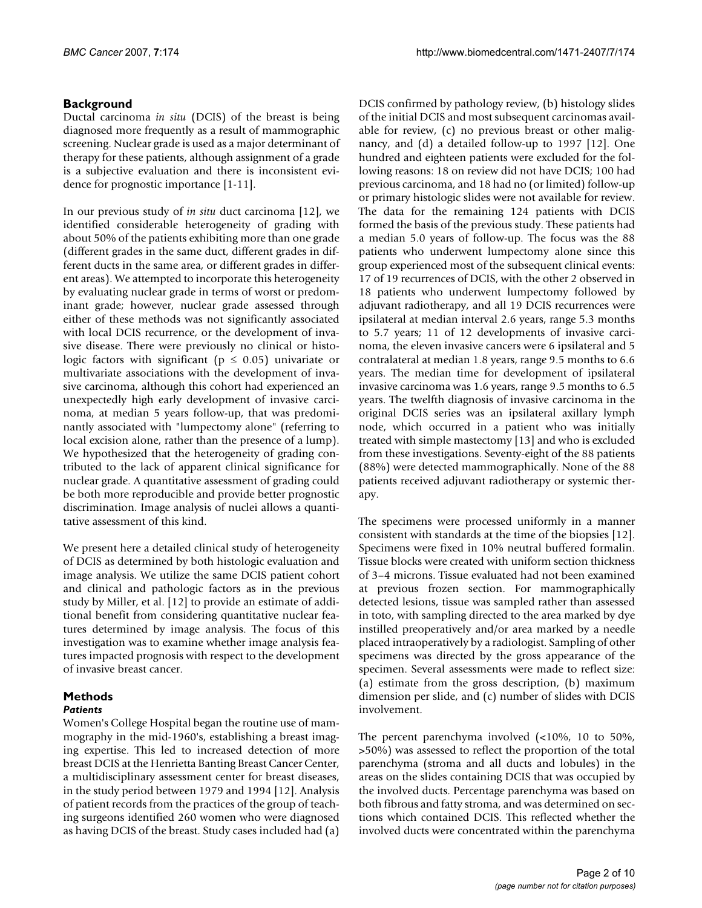## Background

Ductal carcinoma *in situ* (DCIS) of the breast is being diagnosed more frequently as a result of mammographic screening. Nuclear grade is used as a major determinant of therapy for these patients, although assignment of a grade is a subjective evaluation and there is inconsistent evidence for prognostic importance [1-11].

In our previous study of *in situ* duct carcinoma [12], we identified considerable heterogeneity of grading with about 50% of the patients exhibiting more than one grade (different grades in the same duct, different grades in different ducts in the same area, or different grades in different areas). We attempted to incorporate this heterogeneity by evaluating nuclear grade in terms of worst or predominant grade; however, nuclear grade assessed through either of these methods was not significantly associated with local DCIS recurrence, or the development of invasive disease. There were previously no clinical or histologic factors with significant ($p \leq 0.05$) univariate or multivariate associations with the development of invasive carcinoma, although this cohort had experienced an unexpectedly high early development of invasive carcinoma, at median 5 years follow-up, that was predominantly associated with "lumpectomy alone" (referring to local excision alone, rather than the presence of a lump). We hypothesized that the heterogeneity of grading contributed to the lack of apparent clinical significance for nuclear grade. A quantitative assessment of grading could be both more reproducible and provide better prognostic discrimination. Image analysis of nuclei allows a quantitative assessment of this kind.

We present here a detailed clinical study of heterogeneity of DCIS as determined by both histologic evaluation and image analysis. We utilize the same DCIS patient cohort and clinical and pathologic factors as in the previous study by Miller, et al. [12] to provide an estimate of additional benefit from considering quantitative nuclear features determined by image analysis. The focus of this investigation was to examine whether image analysis features impacted prognosis with respect to the development of invasive breast cancer.

## Methods

### *Patients*

Women's College Hospital began the routine use of mammography in the mid-1960's, establishing a breast imaging expertise. This led to increased detection of more breast DCIS at the Henrietta Banting Breast Cancer Center, a multidisciplinary assessment center for breast diseases, in the study period between 1979 and 1994 [12]. Analysis of patient records from the practices of the group of teaching surgeons identified 260 women who were diagnosed as having DCIS of the breast. Study cases included had (a) DCIS confirmed by pathology review, (b) histology slides of the initial DCIS and most subsequent carcinomas available for review, (c) no previous breast or other malignancy, and (d) a detailed follow-up to 1997 [12]. One hundred and eighteen patients were excluded for the following reasons: 18 on review did not have DCIS; 100 had previous carcinoma, and 18 had no (or limited) follow-up or primary histologic slides were not available for review. The data for the remaining 124 patients with DCIS formed the basis of the previous study. These patients had a median 5.0 years of follow-up. The focus was the 88 patients who underwent lumpectomy alone since this group experienced most of the subsequent clinical events: 17 of 19 recurrences of DCIS, with the other 2 observed in 18 patients who underwent lumpectomy followed by adjuvant radiotherapy, and all 19 DCIS recurrences were ipsilateral at median interval 2.6 years, range 5.3 months to 5.7 years; 11 of 12 developments of invasive carcinoma, the eleven invasive cancers were 6 ipsilateral and 5 contralateral at median 1.8 years, range 9.5 months to 6.6 years. The median time for development of ipsilateral invasive carcinoma was 1.6 years, range 9.5 months to 6.5 years. The twelfth diagnosis of invasive carcinoma in the original DCIS series was an ipsilateral axillary lymph node, which occurred in a patient who was initially treated with simple mastectomy [13] and who is excluded from these investigations. Seventy-eight of the 88 patients (88%) were detected mammographically. None of the 88 patients received adjuvant radiotherapy or systemic therapy.

The specimens were processed uniformly in a manner consistent with standards at the time of the biopsies [12]. Specimens were fixed in 10% neutral buffered formalin. Tissue blocks were created with uniform section thickness of 3–4 microns. Tissue evaluated had not been examined at previous frozen section. For mammographically detected lesions, tissue was sampled rather than assessed in toto, with sampling directed to the area marked by dye instilled preoperatively and/or area marked by a needle placed intraoperatively by a radiologist. Sampling of other specimens was directed by the gross appearance of the specimen. Several assessments were made to reflect size: (a) estimate from the gross description, (b) maximum dimension per slide, and (c) number of slides with DCIS involvement.

The percent parenchyma involved (<10%, 10 to 50%, >50%) was assessed to reflect the proportion of the total parenchyma (stroma and all ducts and lobules) in the areas on the slides containing DCIS that was occupied by the involved ducts. Percentage parenchyma was based on both fibrous and fatty stroma, and was determined on sections which contained DCIS. This reflected whether the involved ducts were concentrated within the parenchyma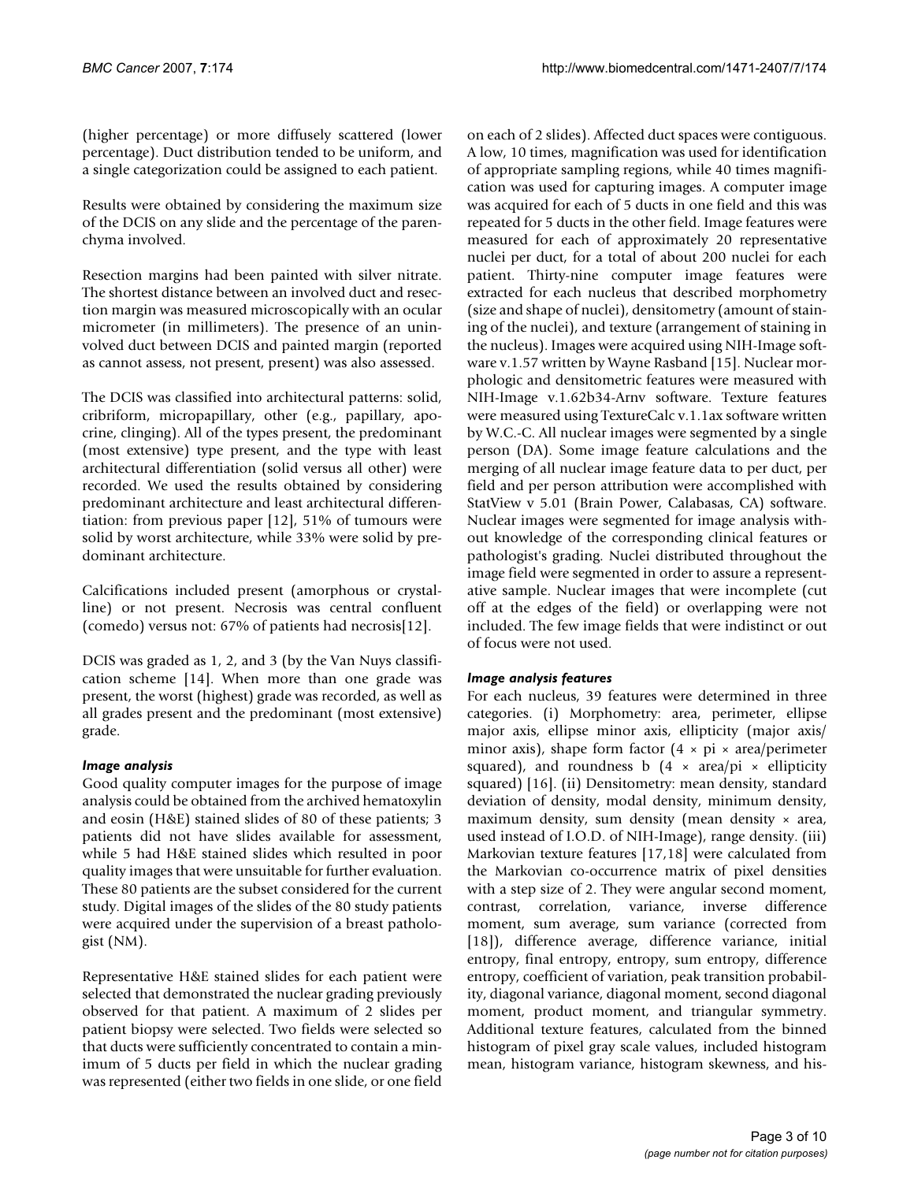(higher percentage) or more diffusely scattered (lower percentage). Duct distribution tended to be uniform, and a single categorization could be assigned to each patient.

Results were obtained by considering the maximum size of the DCIS on any slide and the percentage of the parenchyma involved.

Resection margins had been painted with silver nitrate. The shortest distance between an involved duct and resection margin was measured microscopically with an ocular micrometer (in millimeters). The presence of an uninvolved duct between DCIS and painted margin (reported as cannot assess, not present, present) was also assessed.

The DCIS was classified into architectural patterns: solid, cribriform, micropapillary, other (e.g., papillary, apocrine, clinging). All of the types present, the predominant (most extensive) type present, and the type with least architectural differentiation (solid versus all other) were recorded. We used the results obtained by considering predominant architecture and least architectural differentiation: from previous paper [12], 51% of tumours were solid by worst architecture, while 33% were solid by predominant architecture.

Calcifications included present (amorphous or crystalline) or not present. Necrosis was central confluent (comedo) versus not: 67% of patients had necrosis[12].

DCIS was graded as 1, 2, and 3 (by the Van Nuys classification scheme [14]. When more than one grade was present, the worst (highest) grade was recorded, as well as all grades present and the predominant (most extensive) grade.

### *Image analysis*

Good quality computer images for the purpose of image analysis could be obtained from the archived hematoxylin and eosin (H&E) stained slides of 80 of these patients; 3 patients did not have slides available for assessment, while 5 had H&E stained slides which resulted in poor quality images that were unsuitable for further evaluation. These 80 patients are the subset considered for the current study. Digital images of the slides of the 80 study patients were acquired under the supervision of a breast pathologist (NM).

Representative H&E stained slides for each patient were selected that demonstrated the nuclear grading previously observed for that patient. A maximum of 2 slides per patient biopsy were selected. Two fields were selected so that ducts were sufficiently concentrated to contain a minimum of 5 ducts per field in which the nuclear grading was represented (either two fields in one slide, or one field on each of 2 slides). Affected duct spaces were contiguous. A low, 10 times, magnification was used for identification of appropriate sampling regions, while 40 times magnification was used for capturing images. A computer image was acquired for each of 5 ducts in one field and this was repeated for 5 ducts in the other field. Image features were measured for each of approximately 20 representative nuclei per duct, for a total of about 200 nuclei for each patient. Thirty-nine computer image features were extracted for each nucleus that described morphometry (size and shape of nuclei), densitometry (amount of staining of the nuclei), and texture (arrangement of staining in the nucleus). Images were acquired using NIH-Image software v.1.57 written by Wayne Rasband [15]. Nuclear morphologic and densitometric features were measured with NIH-Image v.1.62b34-Arnv software. Texture features were measured using TextureCalc v.1.1ax software written by W.C.-C. All nuclear images were segmented by a single person (DA). Some image feature calculations and the merging of all nuclear image feature data to per duct, per field and per person attribution were accomplished with StatView v 5.01 (Brain Power, Calabasas, CA) software. Nuclear images were segmented for image analysis without knowledge of the corresponding clinical features or pathologist's grading. Nuclei distributed throughout the image field were segmented in order to assure a representative sample. Nuclear images that were incomplete (cut off at the edges of the field) or overlapping were not included. The few image fields that were indistinct or out of focus were not used.

### *Image analysis features*

For each nucleus, 39 features were determined in three categories. (i) Morphometry: area, perimeter, ellipse major axis, ellipse minor axis, ellipticity (major axis/minor axis), shape form factor (4 × pi × area/perimeter squared), and roundness b (4 × area/pi × ellipticity squared) [16]. (ii) Densitometry: mean density, standard deviation of density, modal density, minimum density, maximum density, sum density (mean density × area, used instead of I.O.D. of NIH-Image), range density. (iii) Markovian texture features [17,18] were calculated from the Markovian co-occurrence matrix of pixel densities with a step size of 2. They were angular second moment, contrast, correlation, variance, inverse difference moment, sum average, sum variance (corrected from [18]), difference average, difference variance, initial entropy, final entropy, entropy, sum entropy, difference entropy, coefficient of variation, peak transition probability, diagonal variance, diagonal moment, second diagonal moment, product moment, and triangular symmetry. Additional texture features, calculated from the binned histogram of pixel gray scale values, included histogram mean, histogram variance, histogram skewness, and his-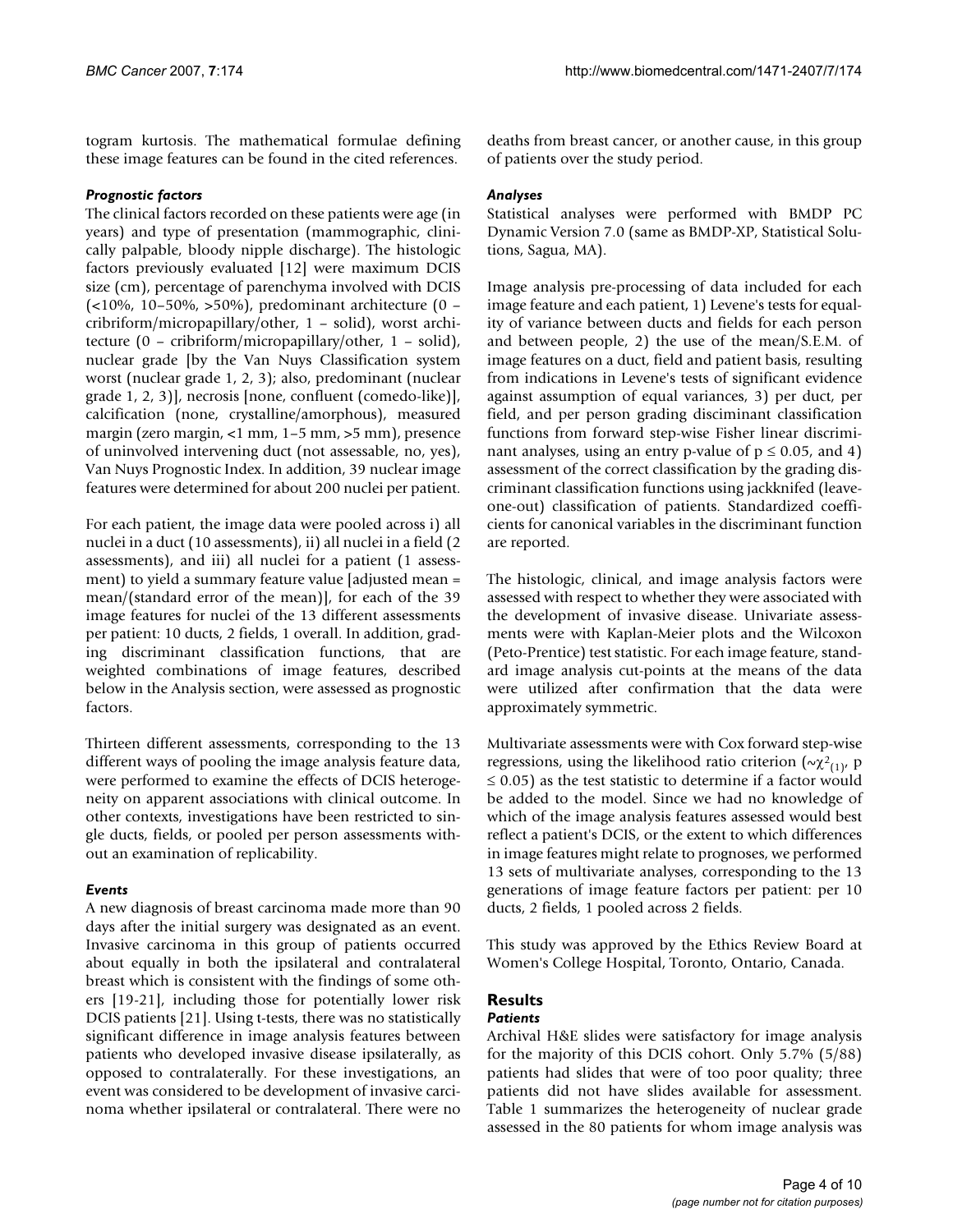togram kurtosis. The mathematical formulae defining these image features can be found in the cited references.

### *Prognostic factors*

The clinical factors recorded on these patients were age (in years) and type of presentation (mammographic, clinically palpable, bloody nipple discharge). The histologic factors previously evaluated [12] were maximum DCIS size (cm), percentage of parenchyma involved with DCIS (<10%, 10–50%, >50%), predominant architecture (0 – cribriform/micropapillary/other, 1 – solid), worst architecture (0 – cribriform/micropapillary/other, 1 – solid), nuclear grade [by the Van Nuys Classification system worst (nuclear grade 1, 2, 3); also, predominant (nuclear grade 1, 2, 3)], necrosis [none, confluent (comedo-like)], calcification (none, crystalline/amorphous), measured margin (zero margin, <1 mm, 1–5 mm, >5 mm), presence of uninvolved intervening duct (not assessable, no, yes), Van Nuys Prognostic Index. In addition, 39 nuclear image features were determined for about 200 nuclei per patient.

For each patient, the image data were pooled across i) all nuclei in a duct (10 assessments), ii) all nuclei in a field (2 assessments), and iii) all nuclei for a patient (1 assessment) to yield a summary feature value [adjusted mean = mean/(standard error of the mean)], for each of the 39 image features for nuclei of the 13 different assessments per patient: 10 ducts, 2 fields, 1 overall. In addition, grading discriminant classification functions, that are weighted combinations of image features, described below in the Analysis section, were assessed as prognostic factors.

Thirteen different assessments, corresponding to the 13 different ways of pooling the image analysis feature data, were performed to examine the effects of DCIS heterogeneity on apparent associations with clinical outcome. In other contexts, investigations have been restricted to single ducts, fields, or pooled per person assessments without an examination of replicability.

### *Events*

A new diagnosis of breast carcinoma made more than 90 days after the initial surgery was designated as an event. Invasive carcinoma in this group of patients occurred about equally in both the ipsilateral and contralateral breast which is consistent with the findings of some others [19-21], including those for potentially lower risk DCIS patients [21]. Using t-tests, there was no statistically significant difference in image analysis features between patients who developed invasive disease ipsilaterally, as opposed to contralaterally. For these investigations, an event was considered to be development of invasive carcinoma whether ipsilateral or contralateral. There were no deaths from breast cancer, or another cause, in this group of patients over the study period.

### *Analyses*

Statistical analyses were performed with BMDP PC Dynamic Version 7.0 (same as BMDP-XP, Statistical Solutions, Sagua, MA).

Image analysis pre-processing of data included for each image feature and each patient, 1) Levene's tests for equality of variance between ducts and fields for each person and between people, 2) the use of the mean/S.E.M. of image features on a duct, field and patient basis, resulting from indications in Levene's tests of significant evidence against assumption of equal variances, 3) per duct, per field, and per person grading disciminant classification functions from forward step-wise Fisher linear discriminant analyses, using an entry p-value of $p \leq 0.05$, and 4) assessment of the correct classification by the grading discriminant classification functions using jackknifed (leave-one-out) classification of patients. Standardized coefficients for canonical variables in the discriminant function are reported.

The histologic, clinical, and image analysis factors were assessed with respect to whether they were associated with the development of invasive disease. Univariate assessments were with Kaplan-Meier plots and the Wilcoxon (Peto-Prentice) test statistic. For each image feature, standard image analysis cut-points at the means of the data were utilized after confirmation that the data were approximately symmetric.

Multivariate assessments were with Cox forward step-wise regressions, using the likelihood ratio criterion ($\sim\chi^2_{(1)}$, $p \leq 0.05$) as the test statistic to determine if a factor would be added to the model. Since we had no knowledge of which of the image analysis features assessed would best reflect a patient's DCIS, or the extent to which differences in image features might relate to prognoses, we performed 13 sets of multivariate analyses, corresponding to the 13 generations of image feature factors per patient: per 10 ducts, 2 fields, 1 pooled across 2 fields.

This study was approved by the Ethics Review Board at Women's College Hospital, Toronto, Ontario, Canada.

## Results

### *Patients*

Archival H&E slides were satisfactory for image analysis for the majority of this DCIS cohort. Only 5.7% (5/88) patients had slides that were of too poor quality; three patients did not have slides available for assessment. Table 1 summarizes the heterogeneity of nuclear grade assessed in the 80 patients for whom image analysis was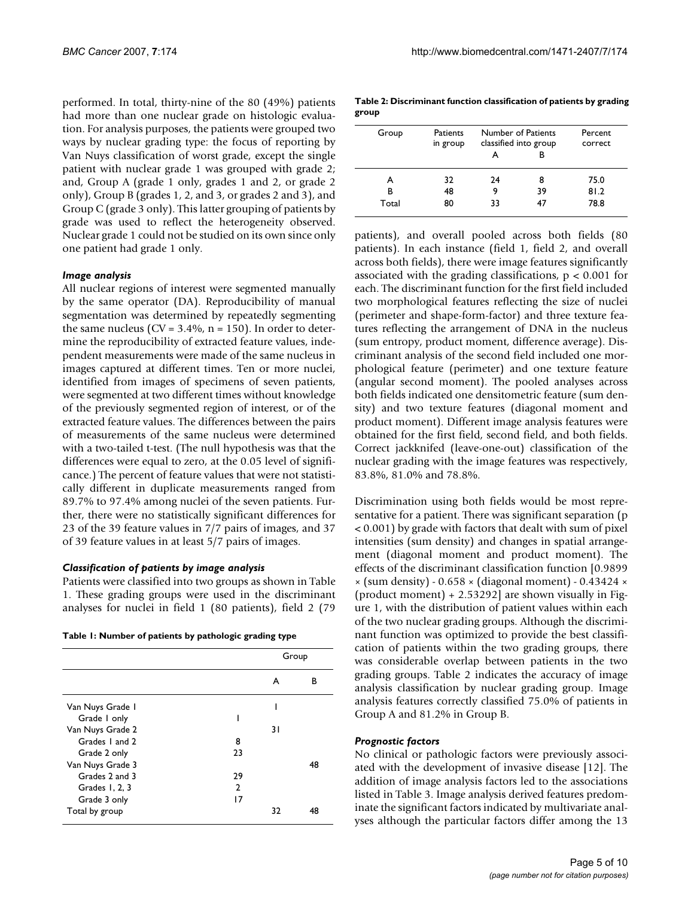performed. In total, thirty-nine of the 80 (49%) patients had more than one nuclear grade on histologic evaluation. For analysis purposes, the patients were grouped two ways by nuclear grading type: the focus of reporting by Van Nuys classification of worst grade, except the single patient with nuclear grade 1 was grouped with grade 2; and, Group A (grade 1 only, grades 1 and 2, or grade 2 only), Group B (grades 1, 2, and 3, or grades 2 and 3), and Group C (grade 3 only). This latter grouping of patients by grade was used to reflect the heterogeneity observed. Nuclear grade 1 could not be studied on its own since only one patient had grade 1 only.

### *Image analysis*

All nuclear regions of interest were segmented manually by the same operator (DA). Reproducibility of manual segmentation was determined by repeatedly segmenting the same nucleus (CV = 3.4%, n = 150). In order to determine the reproducibility of extracted feature values, independent measurements were made of the same nucleus in images captured at different times. Ten or more nuclei, identified from images of specimens of seven patients, were segmented at two different times without knowledge of the previously segmented region of interest, or of the extracted feature values. The differences between the pairs of measurements of the same nucleus were determined with a two-tailed t-test. (The null hypothesis was that the differences were equal to zero, at the 0.05 level of significance.) The percent of feature values that were not statistically different in duplicate measurements ranged from 89.7% to 97.4% among nuclei of the seven patients. Further, there were no statistically significant differences for 23 of the 39 feature values in 7/7 pairs of images, and 37 of 39 feature values in at least 5/7 pairs of images.

### *Classification of patients by image analysis*

Patients were classified into two groups as shown in Table 1. These grading groups were used in the discriminant analyses for nuclei in field 1 (80 patients), field 2 (79 patients), and overall pooled across both fields (80 patients). In each instance (field 1, field 2, and overall across both fields), there were image features significantly associated with the grading classifications, $p < 0.001$ for each. The discriminant function for the first field included two morphological features reflecting the size of nuclei (perimeter and shape-form-factor) and three texture features reflecting the arrangement of DNA in the nucleus (sum entropy, product moment, difference average). Discriminant analysis of the second field included one morphological feature (perimeter) and one texture feature (angular second moment). The pooled analyses across both fields indicated one densitometric feature (sum density) and two texture features (diagonal moment and product moment). Different image analysis features were obtained for the first field, second field, and both fields. Correct jackknifed (leave-one-out) classification of the nuclear grading with the image features was respectively, 83.8%, 81.0% and 78.8%.

**Table 1: Number of patients by pathologic grading type**

| | | Group | |
|---|---|---|---|
| | | A | B |
| Van Nuys Grade 1 | | 1 | |
| Grade 1 only | 1 | | |
| Van Nuys Grade 2 | | 31 | |
| Grades 1 and 2 | 8 | | |
| Grade 2 only | 23 | | |
| Van Nuys Grade 3 | | | 48 |
| Grades 2 and 3 | 29 | | |
| Grades 1, 2, 3 | 2 | | |
| Grade 3 only | 17 | | |
| Total by group | | 32 | 48 |

**Table 2: Discriminant function classification of patients by grading group**

| Group | Patients in group | Number of Patients classified into group | | Percent correct |
|---|---|---|---|---|
| | | A | B | |
| A | 32 | 24 | 8 | 75.0 |
| B | 48 | 9 | 39 | 81.2 |
| Total | 80 | 33 | 47 | 78.8 |

Discrimination using both fields would be most representative for a patient. There was significant separation ($p < 0.001$) by grade with factors that dealt with sum of pixel intensities (sum density) and changes in spatial arrangement (diagonal moment and product moment). The effects of the discriminant classification function [$0.9899 \times$ (sum density) - $0.658 \times$ (diagonal moment) - $0.43424 \times$ (product moment) + 2.53292] are shown visually in Figure 1, with the distribution of patient values within each of the two nuclear grading groups. Although the discriminant function was optimized to provide the best classification of patients within the two grading groups, there was considerable overlap between patients in the two grading groups. Table 2 indicates the accuracy of image analysis classification by nuclear grading group. Image analysis features correctly classified 75.0% of patients in Group A and 81.2% in Group B.

### *Prognostic factors*

No clinical or pathologic factors were previously associated with the development of invasive disease [12]. The addition of image analysis factors led to the associations listed in Table 3. Image analysis derived features predominate the significant factors indicated by multivariate analyses although the particular factors differ among the 13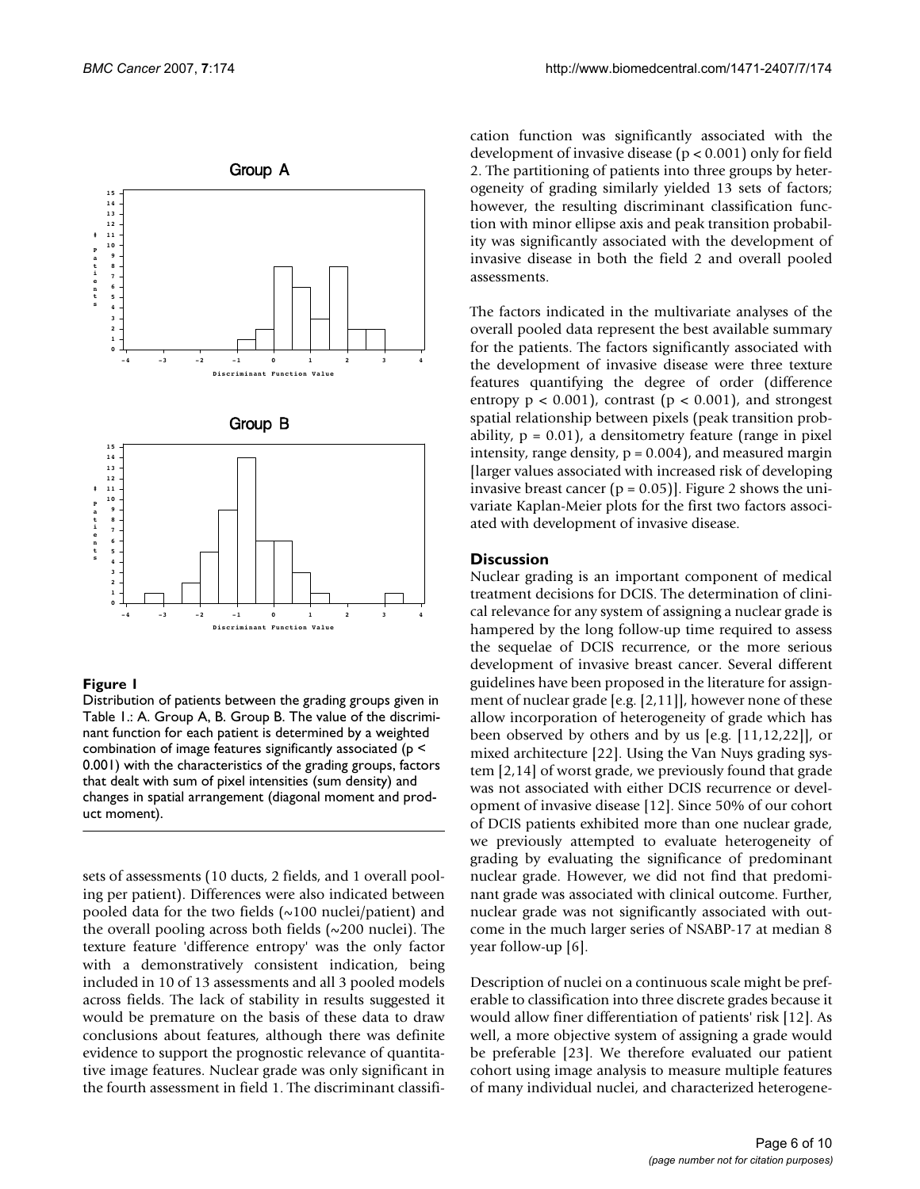**Figure 1**

Distribution of patients between the grading groups given in Table 1.: A. Group A, B. Group B. The value of the discriminant function for each patient is determined by a weighted combination of image features significantly associated ($p < 0.001$) with the characteristics of the grading groups, factors that dealt with sum of pixel intensities (sum density) and changes in spatial arrangement (diagonal moment and product moment).

sets of assessments (10 ducts, 2 fields, and 1 overall pooling per patient). Differences were also indicated between pooled data for the two fields (~100 nuclei/patient) and the overall pooling across both fields (~200 nuclei). The texture feature 'difference entropy' was the only factor with a demonstratively consistent indication, being included in 10 of 13 assessments and all 3 pooled models across fields. The lack of stability in results suggested it would be premature on the basis of these data to draw conclusions about features, although there was definite evidence to support the prognostic relevance of quantitative image features. Nuclear grade was only significant in the fourth assessment in field 1. The discriminant classification function was significantly associated with the development of invasive disease ($p < 0.001$) only for field 2. The partitioning of patients into three groups by heterogeneity of grading similarly yielded 13 sets of factors; however, the resulting discriminant classification function with minor ellipse axis and peak transition probability was significantly associated with the development of invasive disease in both the field 2 and overall pooled assessments.

The factors indicated in the multivariate analyses of the overall pooled data represent the best available summary for the patients. The factors significantly associated with the development of invasive disease were three texture features quantifying the degree of order (difference entropy $p < 0.001$), contrast ($p < 0.001$), and strongest spatial relationship between pixels (peak transition probability, $p = 0.01$), a densitometry feature (range in pixel intensity, range density, $p = 0.004$), and measured margin [larger values associated with increased risk of developing invasive breast cancer ($p = 0.05$)]. Figure 2 shows the univariate Kaplan-Meier plots for the first two factors associated with development of invasive disease.

## Discussion

Nuclear grading is an important component of medical treatment decisions for DCIS. The determination of clinical relevance for any system of assigning a nuclear grade is hampered by the long follow-up time required to assess the sequelae of DCIS recurrence, or the more serious development of invasive breast cancer. Several different guidelines have been proposed in the literature for assignment of nuclear grade [e.g. [2,11]], however none of these allow incorporation of heterogeneity of grade which has been observed by others and by us [e.g. [11,12,22]], or mixed architecture [22]. Using the Van Nuys grading system [2,14] of worst grade, we previously found that grade was not associated with either DCIS recurrence or development of invasive disease [12]. Since 50% of our cohort of DCIS patients exhibited more than one nuclear grade, we previously attempted to evaluate heterogeneity of grading by evaluating the significance of predominant nuclear grade. However, we did not find that predominant grade was associated with clinical outcome. Further, nuclear grade was not significantly associated with outcome in the much larger series of NSABP-17 at median 8 year follow-up [6].

Description of nuclei on a continuous scale might be preferable to classification into three discrete grades because it would allow finer differentiation of patients' risk [12]. As well, a more objective system of assigning a grade would be preferable [23]. We therefore evaluated our patient cohort using image analysis to measure multiple features of many individual nuclei, and characterized heterogene-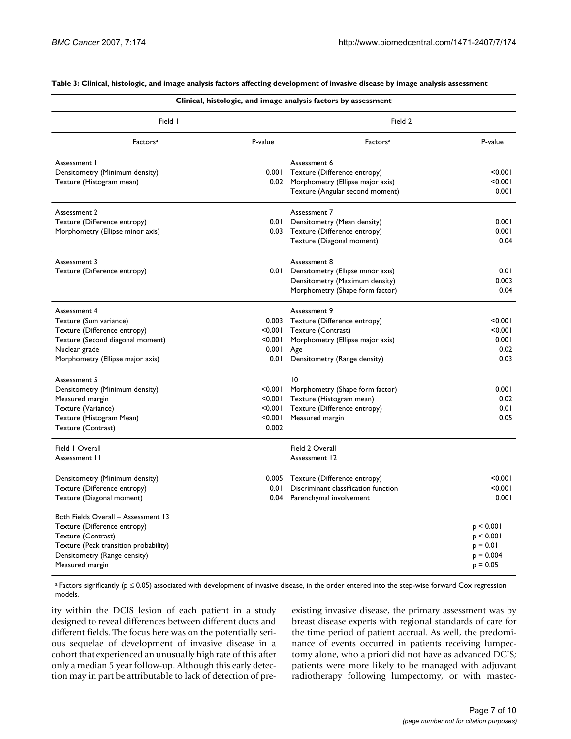**Table 3: Clinical, histologic, and image analysis factors affecting development of invasive disease by image analysis assessment**

| Clinical, histologic, and image analysis factors by assessment | | | |
|---|---|---|---|
| Field 1 | | Field 2 | |
| Factors[a] | P-value | Factors[a] | P-value |
| Assessment 1 | | Assessment 6 | |
| Densitometry (Minimum density) | 0.001 | Texture (Difference entropy) | <0.001 |
| Texture (Histogram mean) | 0.02 | Morphometry (Ellipse major axis) | <0.001 |
| | | Texture (Angular second moment) | 0.001 |
| Assessment 2 | | Assessment 7 | |
| Texture (Difference entropy) | 0.01 | Densitometry (Mean density) | 0.001 |
| Morphometry (Ellipse minor axis) | 0.03 | Texture (Difference entropy) | 0.001 |
| | | Texture (Diagonal moment) | 0.04 |
| Assessment 3 | | Assessment 8 | |
| Texture (Difference entropy) | 0.01 | Densitometry (Ellipse minor axis) | 0.01 |
| | | Densitometry (Maximum density) | 0.003 |
| | | Morphometry (Shape form factor) | 0.04 |
| Assessment 4 | | Assessment 9 | |
| Texture (Sum variance) | 0.003 | Texture (Difference entropy) | <0.001 |
| Texture (Difference entropy) | <0.001 | Texture (Contrast) | <0.001 |
| Texture (Second diagonal moment) | <0.001 | Morphometry (Ellipse major axis) | 0.001 |
| Nuclear grade | 0.001 | Age | 0.02 |
| Morphometry (Ellipse major axis) | 0.01 | Densitometry (Range density) | 0.03 |
| Assessment 5 | | 10 | |
| Densitometry (Minimum density) | <0.001 | Morphometry (Shape form factor) | 0.001 |
| Measured margin | <0.001 | Texture (Histogram mean) | 0.02 |
| Texture (Variance) | <0.001 | Texture (Difference entropy) | 0.01 |
| Texture (Histogram Mean) | <0.001 | Measured margin | 0.05 |
| Texture (Contrast) | 0.002 | | |
| Field 1 Overall Assessment 11 | | Field 2 Overall Assessment 12 | |
| Densitometry (Minimum density) | 0.005 | Texture (Difference entropy) | <0.001 |
| Texture (Difference entropy) | 0.01 | Discriminant classification function | <0.001 |
| Texture (Diagonal moment) | 0.04 | Parenchymal involvement | 0.001 |
| Both Fields Overall – Assessment 13 | | | |
| Texture (Difference entropy) | | | $p < 0.001$ |
| Texture (Contrast) | | | $p < 0.001$ |
| Texture (Peak transition probability) | | | $p = 0.01$ |
| Densitometry (Range density) | | | $p = 0.004$ |
| Measured margin | | | $p = 0.05$ |

[a] Factors significantly ($p \leq 0.05$) associated with development of invasive disease, in the order entered into the step-wise forward Cox regression models.

ity within the DCIS lesion of each patient in a study designed to reveal differences between different ducts and different fields. The focus here was on the potentially serious sequelae of development of invasive disease in a cohort that experienced an unusually high rate of this after only a median 5 year follow-up. Although this early detection may in part be attributable to lack of detection of pre-existing invasive disease, the primary assessment was by breast disease experts with regional standards of care for the time period of patient accrual. As well, the predominance of events occurred in patients receiving lumpectomy alone, who a priori did not have as advanced DCIS; patients were more likely to be managed with adjuvant radiotherapy following lumpectomy, or with mastec-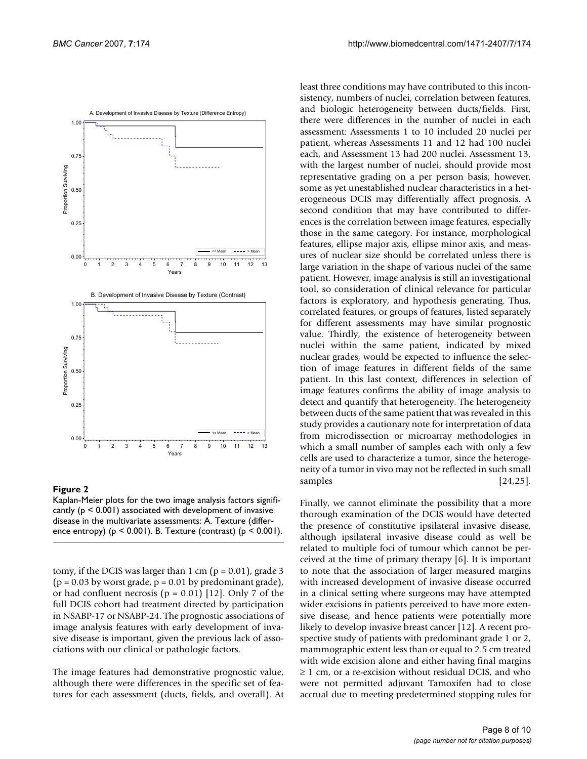**Figure 2**

Kaplan-Meier plots for the two image analysis factors significantly ($p < 0.001$) associated with development of invasive disease in the multivariate assessments: A. Texture (difference entropy) ($p < 0.001$). B. Texture (contrast) ($p < 0.001$).

tomy, if the DCIS was larger than 1 cm ($p = 0.01$), grade 3 ($p = 0.03$ by worst grade, $p = 0.01$ by predominant grade), or had confluent necrosis ($p = 0.01$) [12]. Only 7 of the full DCIS cohort had treatment directed by participation in NSABP-17 or NSABP-24. The prognostic associations of image analysis features with early development of invasive disease is important, given the previous lack of associations with our clinical or pathologic factors.

The image features had demonstrative prognostic value, although there were differences in the specific set of features for each assessment (ducts, fields, and overall). At least three conditions may have contributed to this inconsistency, numbers of nuclei, correlation between features, and biologic heterogeneity between ducts/fields. First, there were differences in the number of nuclei in each assessment: Assessments 1 to 10 included 20 nuclei per patient, whereas Assessments 11 and 12 had 100 nuclei each, and Assessment 13 had 200 nuclei. Assessment 13, with the largest number of nuclei, should provide most representative grading on a per person basis; however, some as yet unestablished nuclear characteristics in a heterogeneous DCIS may differentially affect prognosis. A second condition that may have contributed to differences is the correlation between image features, especially those in the same category. For instance, morphological features, ellipse major axis, ellipse minor axis, and measures of nuclear size should be correlated unless there is large variation in the shape of various nuclei of the same patient. However, image analysis is still an investigational tool, so consideration of clinical relevance for particular factors is exploratory, and hypothesis generating. Thus, correlated features, or groups of features, listed separately for different assessments may have similar prognostic value. Thirdly, the existence of heterogeneity between nuclei within the same patient, indicated by mixed nuclear grades, would be expected to influence the selection of image features in different fields of the same patient. In this last context, differences in selection of image features confirms the ability of image analysis to detect and quantify that heterogeneity. The heterogeneity between ducts of the same patient that was revealed in this study provides a cautionary note for interpretation of data from microdissection or microarray methodologies in which a small number of samples each with only a few cells are used to characterize a tumor, since the heterogeneity of a tumor in vivo may not be reflected in such small samples [24,25].

Finally, we cannot eliminate the possibility that a more thorough examination of the DCIS would have detected the presence of constitutive ipsilateral invasive disease, although ipsilateral invasive disease could as well be related to multiple foci of tumour which cannot be perceived at the time of primary therapy [6]. It is important to note that the association of larger measured margins with increased development of invasive disease occurred in a clinical setting where surgeons may have attempted wider excisions in patients perceived to have more extensive disease, and hence patients were potentially more likely to develop invasive breast cancer [12]. A recent prospective study of patients with predominant grade 1 or 2, mammographic extent less than or equal to 2.5 cm treated with wide excision alone and either having final margins ≥ 1 cm, or a re-excision without residual DCIS, and who were not permitted adjuvant Tamoxifen had to close accrual due to meeting predetermined stopping rules for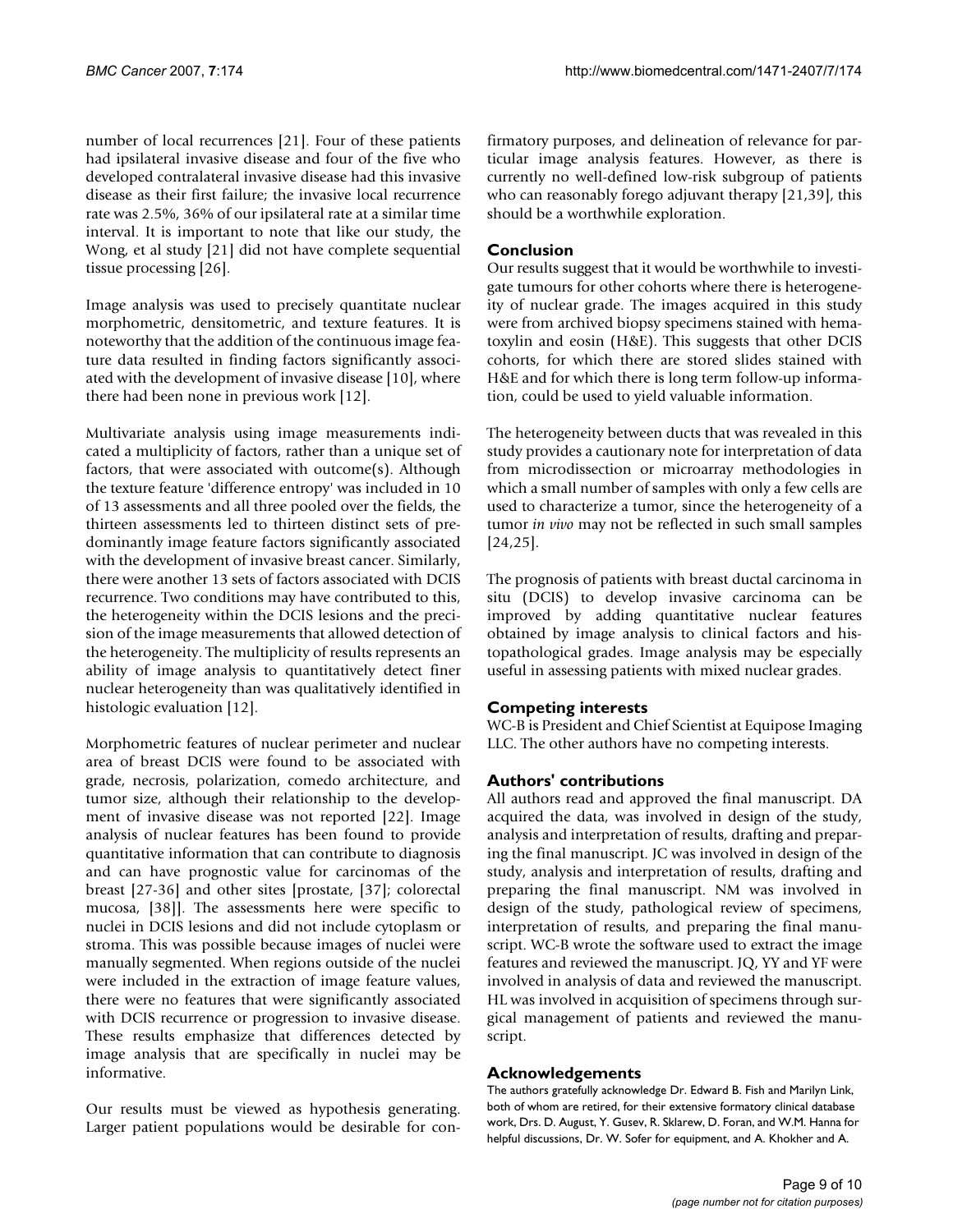number of local recurrences [21]. Four of these patients had ipsilateral invasive disease and four of the five who developed contralateral invasive disease had this invasive disease as their first failure; the invasive local recurrence rate was 2.5%, 36% of our ipsilateral rate at a similar time interval. It is important to note that like our study, the Wong, et al study [21] did not have complete sequential tissue processing [26].

Image analysis was used to precisely quantitate nuclear morphometric, densitometric, and texture features. It is noteworthy that the addition of the continuous image feature data resulted in finding factors significantly associated with the development of invasive disease [10], where there had been none in previous work [12].

Multivariate analysis using image measurements indicated a multiplicity of factors, rather than a unique set of factors, that were associated with outcome(s). Although the texture feature 'difference entropy' was included in 10 of 13 assessments and all three pooled over the fields, the thirteen assessments led to thirteen distinct sets of predominantly image feature factors significantly associated with the development of invasive breast cancer. Similarly, there were another 13 sets of factors associated with DCIS recurrence. Two conditions may have contributed to this, the heterogeneity within the DCIS lesions and the precision of the image measurements that allowed detection of the heterogeneity. The multiplicity of results represents an ability of image analysis to quantitatively detect finer nuclear heterogeneity than was qualitatively identified in histologic evaluation [12].

Morphometric features of nuclear perimeter and nuclear area of breast DCIS were found to be associated with grade, necrosis, polarization, comedo architecture, and tumor size, although their relationship to the development of invasive disease was not reported [22]. Image analysis of nuclear features has been found to provide quantitative information that can contribute to diagnosis and can have prognostic value for carcinomas of the breast [27-36] and other sites [prostate, [37]; colorectal mucosa, [38]]. The assessments here were specific to nuclei in DCIS lesions and did not include cytoplasm or stroma. This was possible because images of nuclei were manually segmented. When regions outside of the nuclei were included in the extraction of image feature values, there were no features that were significantly associated with DCIS recurrence or progression to invasive disease. These results emphasize that differences detected by image analysis that are specifically in nuclei may be informative.

Our results must be viewed as hypothesis generating. Larger patient populations would be desirable for confirmatory purposes, and delineation of relevance for particular image analysis features. However, as there is currently no well-defined low-risk subgroup of patients who can reasonably forego adjuvant therapy [21,39], this should be a worthwhile exploration.

## Conclusion

Our results suggest that it would be worthwhile to investigate tumours for other cohorts where there is heterogeneity of nuclear grade. The images acquired in this study were from archived biopsy specimens stained with hematoxylin and eosin (H&E). This suggests that other DCIS cohorts, for which there are stored slides stained with H&E and for which there is long term follow-up information, could be used to yield valuable information.

The heterogeneity between ducts that was revealed in this study provides a cautionary note for interpretation of data from microdissection or microarray methodologies in which a small number of samples with only a few cells are used to characterize a tumor, since the heterogeneity of a tumor *in vivo* may not be reflected in such small samples [24,25].

The prognosis of patients with breast ductal carcinoma in situ (DCIS) to develop invasive carcinoma can be improved by adding quantitative nuclear features obtained by image analysis to clinical factors and histopathological grades. Image analysis may be especially useful in assessing patients with mixed nuclear grades.

## Competing interests

WC-B is President and Chief Scientist at Equipose Imaging LLC. The other authors have no competing interests.

## Authors' contributions

All authors read and approved the final manuscript. DA acquired the data, was involved in design of the study, analysis and interpretation of results, drafting and preparing the final manuscript. JC was involved in design of the study, analysis and interpretation of results, drafting and preparing the final manuscript. NM was involved in design of the study, pathological review of specimens, interpretation of results, and preparing the final manuscript. WC-B wrote the software used to extract the image features and reviewed the manuscript. JQ, YY and YF were involved in analysis of data and reviewed the manuscript. HL was involved in acquisition of specimens through surgical management of patients and reviewed the manuscript.

## Acknowledgements

The authors gratefully acknowledge Dr. Edward B. Fish and Marilyn Link, both of whom are retired, for their extensive formatory clinical database work, Drs. D. August, Y. Gusev, R. Sklarew, D. Foran, and W.M. Hanna for helpful discussions, Dr. W. Sofer for equipment, and A. Khokher and A.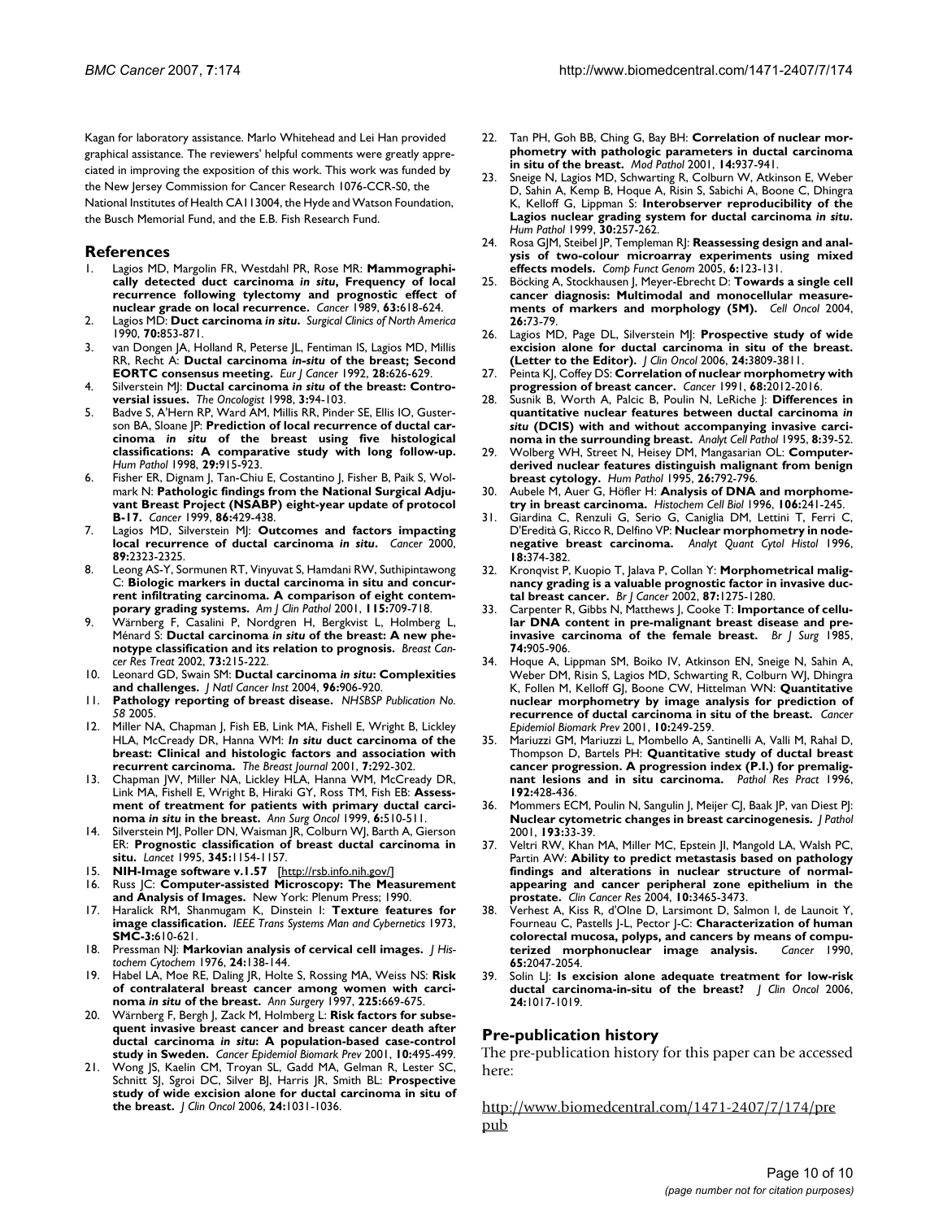Kagan for laboratory assistance. Marlo Whitehead and Lei Han provided graphical assistance. The reviewers' helpful comments were greatly appreciated in improving the exposition of this work. This work was funded by the New Jersey Commission for Cancer Research 1076-CCR-S0, the National Institutes of Health CA113004, the Hyde and Watson Foundation, the Busch Memorial Fund, and the E.B. Fish Research Fund.

## References

1. Lagios MD, Margolin FR, Westdahl PR, Rose MR: **Mammographically detected duct carcinoma *in situ*, Frequency of local recurrence following tylectomy and prognostic effect of nuclear grade on local recurrence.** *Cancer* 1989, **63:**618-624.
2. Lagios MD: **Duct carcinoma *in situ*.** *Surgical Clinics of North America* 1990, **70:**853-871.
3. van Dongen JA, Holland R, Peterse JL, Fentiman IS, Lagios MD, Millis RR, Recht A: **Ductal carcinoma *in-situ* of the breast; Second EORTC consensus meeting.** *Eur J Cancer* 1992, **28:**626-629.
4. Silverstein MJ: **Ductal carcinoma *in situ* of the breast: Controversial issues.** *The Oncologist* 1998, **3:**94-103.
5. Badve S, A'Hern RP, Ward AM, Millis RR, Pinder SE, Ellis IO, Gusterson BA, Sloane JP: **Prediction of local recurrence of ductal carcinoma *in situ* of the breast using five histological classifications: A comparative study with long follow-up.** *Hum Pathol* 1998, **29:**915-923.
6. Fisher ER, Dignam J, Tan-Chiu E, Costantino J, Fisher B, Paik S, Wolmark N: **Pathologic findings from the National Surgical Adjuvant Breast Project (NSABP) eight-year update of protocol B-17.** *Cancer* 1999, **86:**429-438.
7. Lagios MD, Silverstein MJ: **Outcomes and factors impacting local recurrence of ductal carcinoma *in situ*.** *Cancer* 2000, **89:**2323-2325.
8. Leong AS-Y, Sormunen RT, Vinyuvat S, Hamdani RW, Suthipintawong C: **Biologic markers in ductal carcinoma in situ and concurrent infiltrating carcinoma. A comparison of eight contemporary grading systems.** *Am J Clin Pathol* 2001, **115:**709-718.
9. Wärnberg F, Casalini P, Nordgren H, Bergkvist L, Holmberg L, Ménard S: **Ductal carcinoma *in situ* of the breast: A new phenotype classification and its relation to prognosis.** *Breast Cancer Res Treat* 2002, **73:**215-222.
10. Leonard GD, Swain SM: **Ductal carcinoma *in situ*: Complexities and challenges.** *J Natl Cancer Inst* 2004, **96:**906-920.
11. **Pathology reporting of breast disease.** *NHSBSP Publication No. 58* 2005.
12. Miller NA, Chapman J, Fish EB, Link MA, Fishell E, Wright B, Lickley HLA, McCready DR, Hanna WM: ***In situ* duct carcinoma of the breast: Clinical and histologic factors and association with recurrent carcinoma.** *The Breast Journal* 2001, **7:**292-302.
13. Chapman JW, Miller NA, Lickley HLA, Hanna WM, McCready DR, Link MA, Fishell E, Wright B, Hiraki GY, Ross TM, Fish EB: **Assessment of treatment for patients with primary ductal carcinoma *in situ* in the breast.** *Ann Surg Oncol* 1999, **6:**510-511.
14. Silverstein MJ, Poller DN, Waisman JR, Colburn WJ, Barth A, Gierson ER: **Prognostic classification of breast ductal carcinoma in situ.** *Lancet* 1995, **345:**1154-1157.
15. **NIH-Image software v.1.57** [http://rsb.info.nih.gov/]
16. Russ JC: **Computer-assisted Microscopy: The Measurement and Analysis of Images.** New York: Plenum Press; 1990.
17. Haralick RM, Shanmugam K, Dinstein I: **Texture features for image classification.** *IEEE Trans Systems Man and Cybernetics* 1973, **SMC-3:**610-621.
18. Pressman NJ: **Markovian analysis of cervical cell images.** *J Histochem Cytochem* 1976, **24:**138-144.
19. Habel LA, Moe RE, Daling JR, Holte S, Rossing MA, Weiss NS: **Risk of contralateral breast cancer among women with carcinoma *in situ* of the breast.** *Ann Surgery* 1997, **225:**669-675.
20. Wärnberg F, Bergh J, Zack M, Holmberg L: **Risk factors for subsequent invasive breast cancer and breast cancer death after ductal carcinoma *in situ*: A population-based case-control study in Sweden.** *Cancer Epidemiol Biomark Prev* 2001, **10:**495-499.
21. Wong JS, Kaelin CM, Troyan SL, Gadd MA, Gelman R, Lester SC, Schnitt SJ, Sgroi DC, Silver BJ, Harris JR, Smith BL: **Prospective study of wide excision alone for ductal carcinoma in situ of the breast.** *J Clin Oncol* 2006, **24:**1031-1036.
22. Tan PH, Goh BB, Ching G, Bay BH: **Correlation of nuclear morphometry with pathologic parameters in ductal carcinoma in situ of the breast.** *Mod Pathol* 2001, **14:**937-941.
23. Sneige N, Lagios MD, Schwarting R, Colburn W, Atkinson E, Weber D, Sahin A, Kemp B, Hoque A, Risin S, Sabichi A, Boone C, Dhingra K, Kelloff G, Lippman S: **Interobserver reproducibility of the Lagios nuclear grading system for ductal carcinoma *in situ*.** *Hum Pathol* 1999, **30:**257-262.
24. Rosa GJM, Steibel JP, Templeman RJ: **Reassessing design and analysis of two-colour microarray experiments using mixed effects models.** *Comp Funct Genom* 2005, **6:**123-131.
25. Böcking A, Stockhausen J, Meyer-Ebrecht D: **Towards a single cell cancer diagnosis: Multimodal and monocellular measurements of markers and morphology (5M).** *Cell Oncol* 2004, **26:**73-79.
26. Lagios MD, Page DL, Silverstein MJ: **Prospective study of wide excision alone for ductal carcinoma in situ of the breast. (Letter to the Editor).** *J Clin Oncol* 2006, **24:**3809-3811.
27. Peinta KJ, Coffey DS: **Correlation of nuclear morphometry with progression of breast cancer.** *Cancer* 1991, **68:**2012-2016.
28. Susnik B, Worth A, Palcic B, Poulin N, LeRiche J: **Differences in quantitative nuclear features between ductal carcinoma *in situ* (DCIS) with and without accompanying invasive carcinoma in the surrounding breast.** *Analyt Cell Pathol* 1995, **8:**39-52.
29. Wolberg WH, Street N, Heisey DM, Mangasarian OL: **Computer-derived nuclear features distinguish malignant from benign breast cytology.** *Hum Pathol* 1995, **26:**792-796.
30. Aubele M, Auer G, Höfler H: **Analysis of DNA and morphometry in breast carcinoma.** *Histochem Cell Biol* 1996, **106:**241-245.
31. Giardina C, Renzuli G, Serio G, Caniglia DM, Lettini T, Ferri C, D'Eredità G, Ricco R, Delfino VP: **Nuclear morphometry in node-negative breast carcinoma.** *Analyt Quant Cytol Histol* 1996, **18:**374-382.
32. Kronqvist P, Kuopio T, Jalava P, Collan Y: **Morphometrical malignancy grading is a valuable prognostic factor in invasive ductal breast cancer.** *Br J Cancer* 2002, **87:**1275-1280.
33. Carpenter R, Gibbs N, Matthews J, Cooke T: **Importance of cellular DNA content in pre-malignant breast disease and pre-invasive carcinoma of the female breast.** *Br J Surg* 1985, **74:**905-906.
34. Hoque A, Lippman SM, Boiko IV, Atkinson EN, Sneige N, Sahin A, Weber DM, Risin S, Lagios MD, Schwarting R, Colburn WJ, Dhingra K, Follen M, Kelloff GJ, Boone CW, Hittelman WN: **Quantitative nuclear morphometry by image analysis for prediction of recurrence of ductal carcinoma in situ of the breast.** *Cancer Epidemiol Biomark Prev* 2001, **10:**249-259.
35. Mariuzzi GM, Mariuzzi L, Mombello A, Santinelli A, Valli M, Rahal D, Thompson D, Bartels PH: **Quantitative study of ductal breast cancer progression. A progression index (P.I.) for premalignant lesions and in situ carcinoma.** *Pathol Res Pract* 1996, **192:**428-436.
36. Mommers ECM, Poulin N, Sangulin J, Meijer CJ, Baak JP, van Diest PJ: **Nuclear cytometric changes in breast carcinogenesis.** *J Pathol* 2001, **193:**33-39.
37. Veltri RW, Khan MA, Miller MC, Epstein JI, Mangold LA, Walsh PC, Partin AW: **Ability to predict metastasis based on pathology findings and alterations in nuclear structure of normal-appearing and cancer peripheral zone epithelium in the prostate.** *Clin Cancer Res* 2004, **10:**3465-3473.
38. Verhest A, Kiss R, d'Olne D, Larsimont D, Salmon I, de Launoit Y, Fourneau C, Pastells J-L, Pector J-C: **Characterization of human colorectal mucosa, polyps, and cancers by means of computerized morphonuclear image analysis.** *Cancer* 1990, **65:**2047-2054.
39. Solin LJ: **Is excision alone adequate treatment for low-risk ductal carcinoma-in-situ of the breast?** *J Clin Oncol* 2006, **24:**1017-1019.

## Pre-publication history

The pre-publication history for this paper can be accessed here:

http://www.biomedcentral.com/1471-2407/7/174/prepub